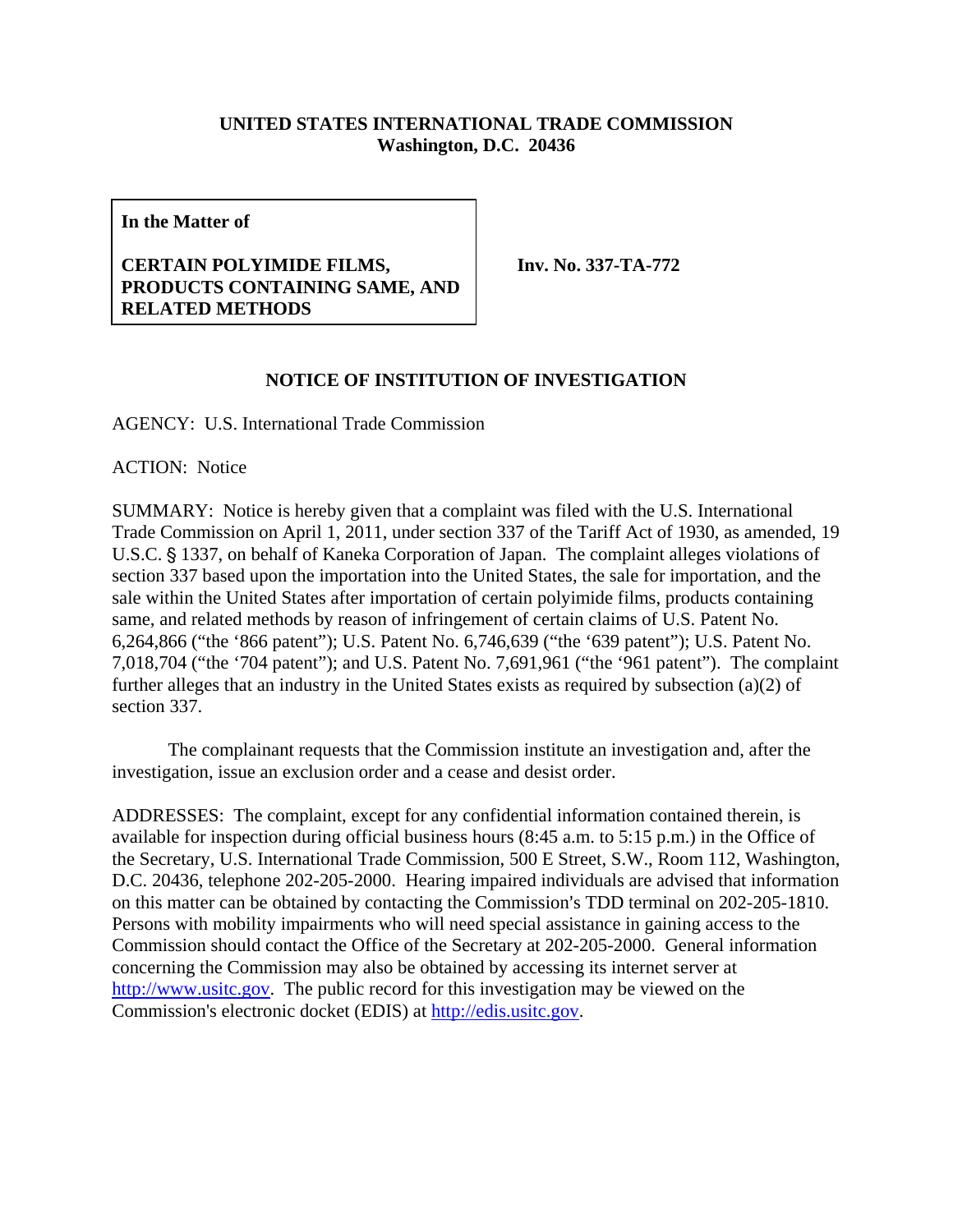**UNITED STATES INTERNATIONAL TRADE COMMISSION**
**Washington, D.C. 20436**

| **In the Matter of**<br><br>**CERTAIN POLYIMIDE FILMS, PRODUCTS CONTAINING SAME, AND RELATED METHODS** | **Inv. No. 337-TA-772** |
|---|---|

## NOTICE OF INSTITUTION OF INVESTIGATION

AGENCY: U.S. International Trade Commission

ACTION: Notice

SUMMARY: Notice is hereby given that a complaint was filed with the U.S. International Trade Commission on April 1, 2011, under section 337 of the Tariff Act of 1930, as amended, 19 U.S.C. § 1337, on behalf of Kaneka Corporation of Japan. The complaint alleges violations of section 337 based upon the importation into the United States, the sale for importation, and the sale within the United States after importation of certain polyimide films, products containing same, and related methods by reason of infringement of certain claims of U.S. Patent No. 6,264,866 ("the '866 patent"); U.S. Patent No. 6,746,639 ("the '639 patent"); U.S. Patent No. 7,018,704 ("the '704 patent"); and U.S. Patent No. 7,691,961 ("the '961 patent"). The complaint further alleges that an industry in the United States exists as required by subsection (a)(2) of section 337.

The complainant requests that the Commission institute an investigation and, after the investigation, issue an exclusion order and a cease and desist order.

ADDRESSES: The complaint, except for any confidential information contained therein, is available for inspection during official business hours (8:45 a.m. to 5:15 p.m.) in the Office of the Secretary, U.S. International Trade Commission, 500 E Street, S.W., Room 112, Washington, D.C. 20436, telephone 202-205-2000. Hearing impaired individuals are advised that information on this matter can be obtained by contacting the Commission's TDD terminal on 202-205-1810. Persons with mobility impairments who will need special assistance in gaining access to the Commission should contact the Office of the Secretary at 202-205-2000. General information concerning the Commission may also be obtained by accessing its internet server at http://www.usitc.gov. The public record for this investigation may be viewed on the Commission's electronic docket (EDIS) at http://edis.usitc.gov.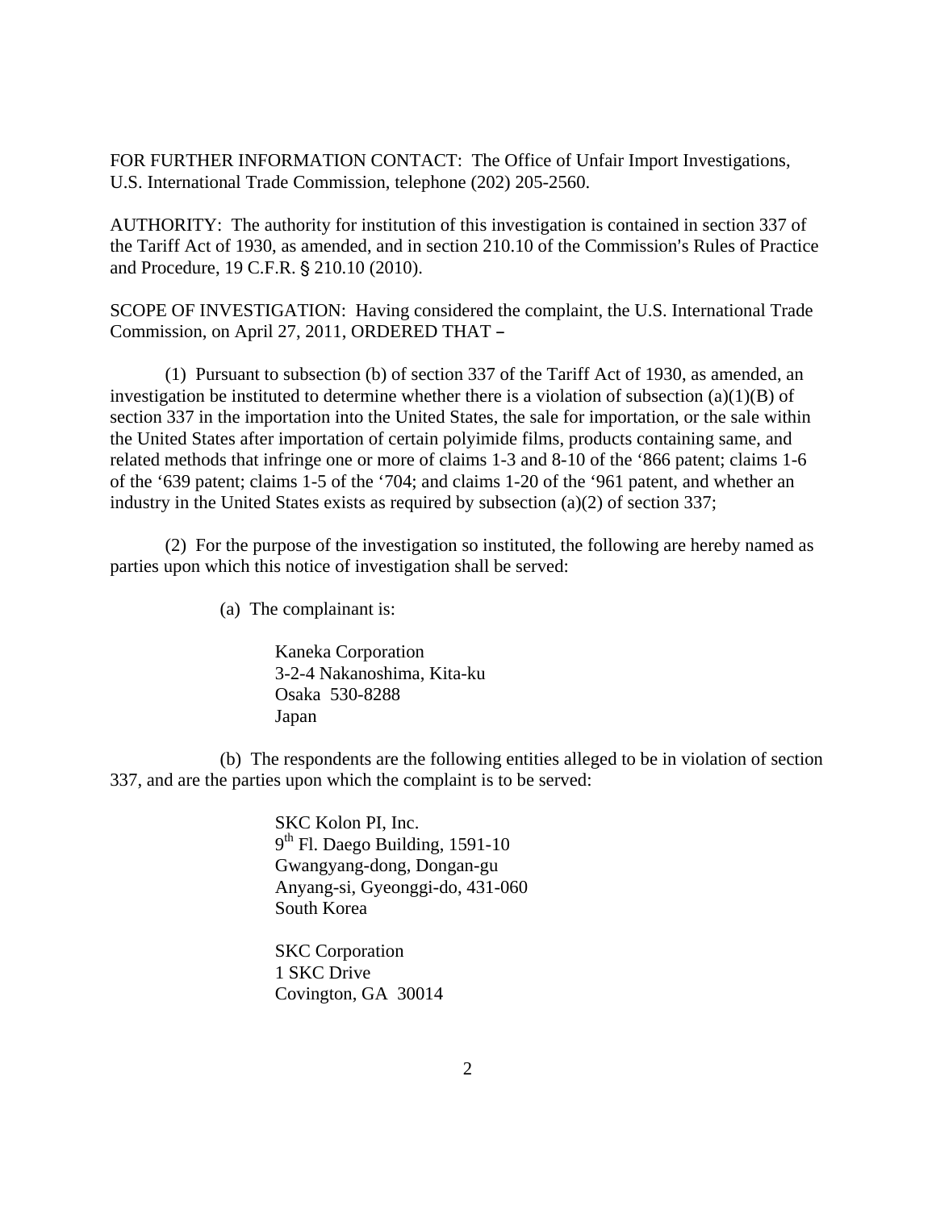FOR FURTHER INFORMATION CONTACT: The Office of Unfair Import Investigations, U.S. International Trade Commission, telephone (202) 205-2560.

AUTHORITY: The authority for institution of this investigation is contained in section 337 of the Tariff Act of 1930, as amended, and in section 210.10 of the Commission's Rules of Practice and Procedure, 19 C.F.R. § 210.10 (2010).

SCOPE OF INVESTIGATION: Having considered the complaint, the U.S. International Trade Commission, on April 27, 2011, ORDERED THAT –

(1) Pursuant to subsection (b) of section 337 of the Tariff Act of 1930, as amended, an investigation be instituted to determine whether there is a violation of subsection (a)(1)(B) of section 337 in the importation into the United States, the sale for importation, or the sale within the United States after importation of certain polyimide films, products containing same, and related methods that infringe one or more of claims 1-3 and 8-10 of the '866 patent; claims 1-6 of the '639 patent; claims 1-5 of the '704; and claims 1-20 of the '961 patent, and whether an industry in the United States exists as required by subsection (a)(2) of section 337;

(2) For the purpose of the investigation so instituted, the following are hereby named as parties upon which this notice of investigation shall be served:

(a) The complainant is:

Kaneka Corporation
3-2-4 Nakanoshima, Kita-ku
Osaka 530-8288
Japan

(b) The respondents are the following entities alleged to be in violation of section 337, and are the parties upon which the complaint is to be served:

SKC Kolon PI, Inc.
9th Fl. Daego Building, 1591-10
Gwangyang-dong, Dongan-gu
Anyang-si, Gyeonggi-do, 431-060
South Korea

SKC Corporation
1 SKC Drive
Covington, GA 30014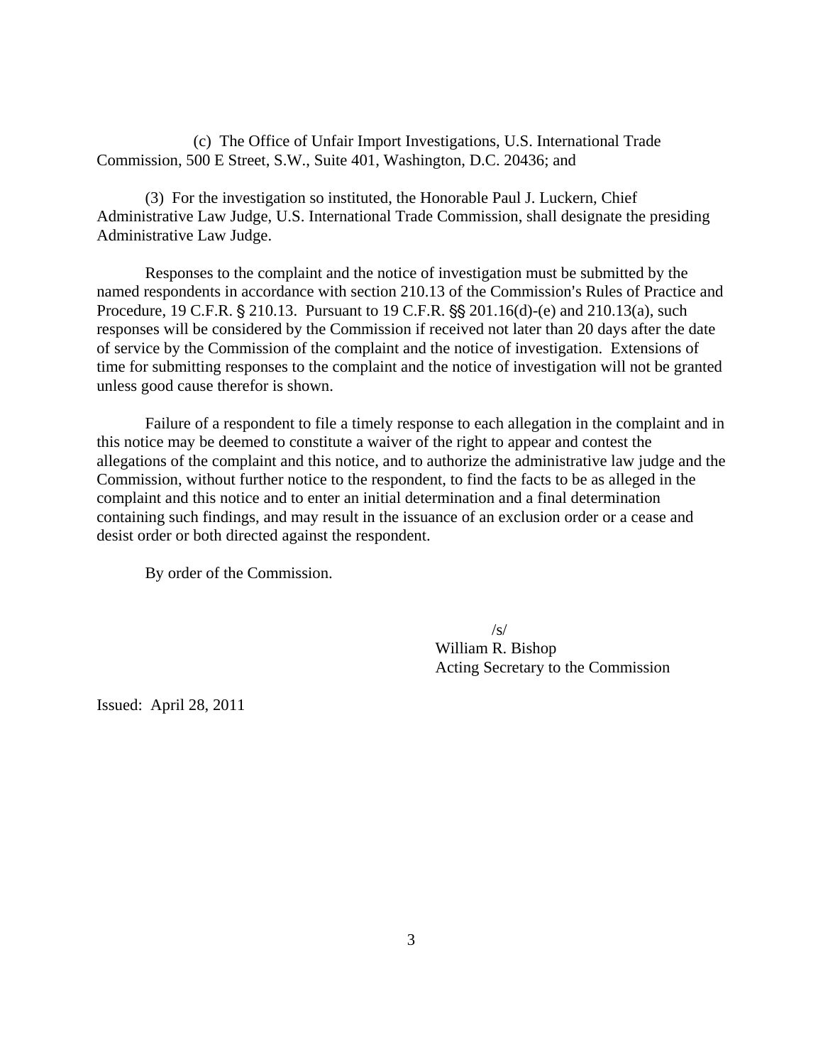(c) The Office of Unfair Import Investigations, U.S. International Trade Commission, 500 E Street, S.W., Suite 401, Washington, D.C. 20436; and

(3) For the investigation so instituted, the Honorable Paul J. Luckern, Chief Administrative Law Judge, U.S. International Trade Commission, shall designate the presiding Administrative Law Judge.

Responses to the complaint and the notice of investigation must be submitted by the named respondents in accordance with section 210.13 of the Commission's Rules of Practice and Procedure, 19 C.F.R. § 210.13. Pursuant to 19 C.F.R. §§ 201.16(d)-(e) and 210.13(a), such responses will be considered by the Commission if received not later than 20 days after the date of service by the Commission of the complaint and the notice of investigation. Extensions of time for submitting responses to the complaint and the notice of investigation will not be granted unless good cause therefor is shown.

Failure of a respondent to file a timely response to each allegation in the complaint and in this notice may be deemed to constitute a waiver of the right to appear and contest the allegations of the complaint and this notice, and to authorize the administrative law judge and the Commission, without further notice to the respondent, to find the facts to be as alleged in the complaint and this notice and to enter an initial determination and a final determination containing such findings, and may result in the issuance of an exclusion order or a cease and desist order or both directed against the respondent.

By order of the Commission.

/s/
William R. Bishop
Acting Secretary to the Commission

Issued: April 28, 2011